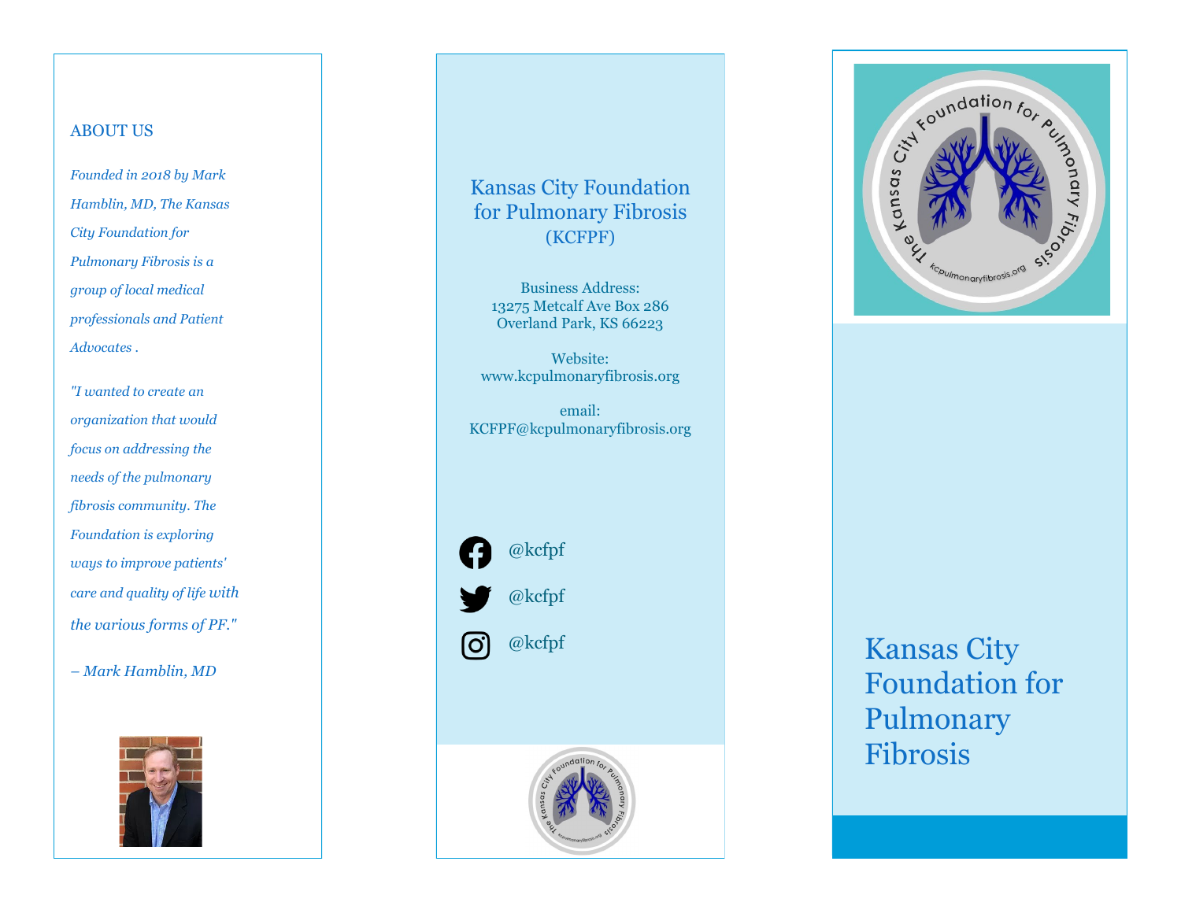## ABOUT US

*Founded in 2018 by Mark Hamblin, MD, The Kansas City Foundation for Pulmonary Fibrosis is a group of local medical professionals and Patient Advocates .*

*"I wanted to create an organization that would focus on addressing the needs of the pulmonary fibrosis community. The Foundation is exploring ways to improve patients' care and quality of life with the various forms of PF."*

*– Mark Hamblin, MD*

## Kansas City Foundation for Pulmonary Fibrosis (KCFPF)

Business Address:
13275 Metcalf Ave Box 286
Overland Park, KS 66223

Website:
www.kcpulmonaryfibrosis.org

email:
KCFPF@kcpulmonaryfibrosis.org

@kcfpf

@kcfpf

@kcfpf

# Kansas City Foundation for Pulmonary Fibrosis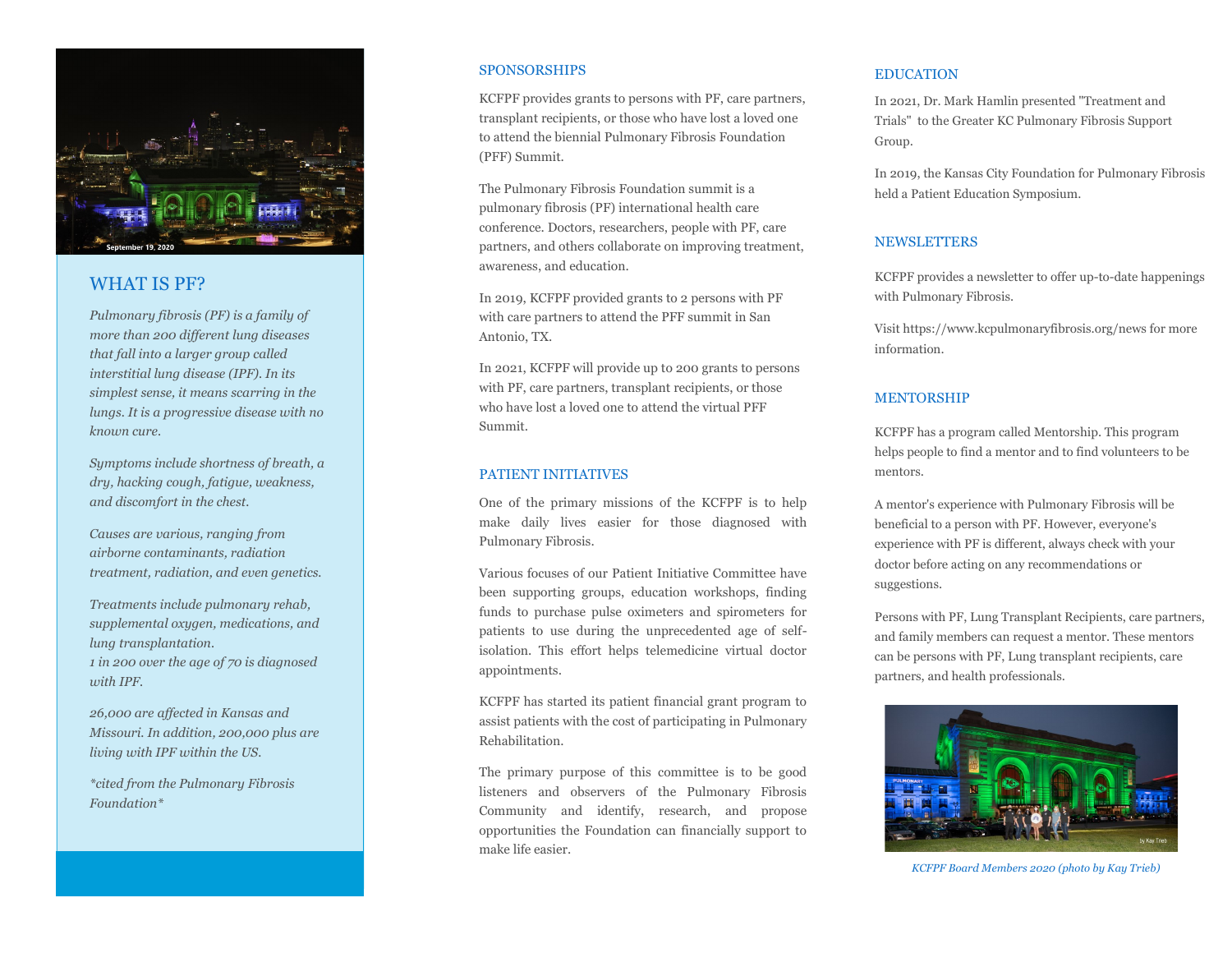September 19, 2020

## WHAT IS PF?

*Pulmonary fibrosis (PF) is a family of more than 200 different lung diseases that fall into a larger group called interstitial lung disease (IPF). In its simplest sense, it means scarring in the lungs. It is a progressive disease with no known cure.*

*Symptoms include shortness of breath, a dry, hacking cough, fatigue, weakness, and discomfort in the chest.*

*Causes are various, ranging from airborne contaminants, radiation treatment, radiation, and even genetics.*

*Treatments include pulmonary rehab, supplemental oxygen, medications, and lung transplantation.*
*1 in 200 over the age of 70 is diagnosed with IPF.*

*26,000 are affected in Kansas and Missouri. In addition, 200,000 plus are living with IPF within the US.*

*\*cited from the Pulmonary Fibrosis Foundation\**

## SPONSORSHIPS

KCFPF provides grants to persons with PF, care partners, transplant recipients, or those who have lost a loved one to attend the biennial Pulmonary Fibrosis Foundation (PFF) Summit.

The Pulmonary Fibrosis Foundation summit is a pulmonary fibrosis (PF) international health care conference. Doctors, researchers, people with PF, care partners, and others collaborate on improving treatment, awareness, and education.

In 2019, KCFPF provided grants to 2 persons with PF with care partners to attend the PFF summit in San Antonio, TX.

In 2021, KCFPF will provide up to 200 grants to persons with PF, care partners, transplant recipients, or those who have lost a loved one to attend the virtual PFF Summit.

## PATIENT INITIATIVES

One of the primary missions of the KCFPF is to help make daily lives easier for those diagnosed with Pulmonary Fibrosis.

Various focuses of our Patient Initiative Committee have been supporting groups, education workshops, finding funds to purchase pulse oximeters and spirometers for patients to use during the unprecedented age of self-isolation. This effort helps telemedicine virtual doctor appointments.

KCFPF has started its patient financial grant program to assist patients with the cost of participating in Pulmonary Rehabilitation.

The primary purpose of this committee is to be good listeners and observers of the Pulmonary Fibrosis Community and identify, research, and propose opportunities the Foundation can financially support to make life easier.

## EDUCATION

In 2021, Dr. Mark Hamlin presented "Treatment and Trials" to the Greater KC Pulmonary Fibrosis Support Group.

In 2019, the Kansas City Foundation for Pulmonary Fibrosis held a Patient Education Symposium.

## NEWSLETTERS

KCFPF provides a newsletter to offer up-to-date happenings with Pulmonary Fibrosis.

Visit https://www.kcpulmonaryfibrosis.org/news for more information.

## MENTORSHIP

KCFPF has a program called Mentorship. This program helps people to find a mentor and to find volunteers to be mentors.

A mentor's experience with Pulmonary Fibrosis will be beneficial to a person with PF. However, everyone's experience with PF is different, always check with your doctor before acting on any recommendations or suggestions.

Persons with PF, Lung Transplant Recipients, care partners, and family members can request a mentor. These mentors can be persons with PF, Lung transplant recipients, care partners, and health professionals.

*KCFPF Board Members 2020 (photo by Kay Trieb)*